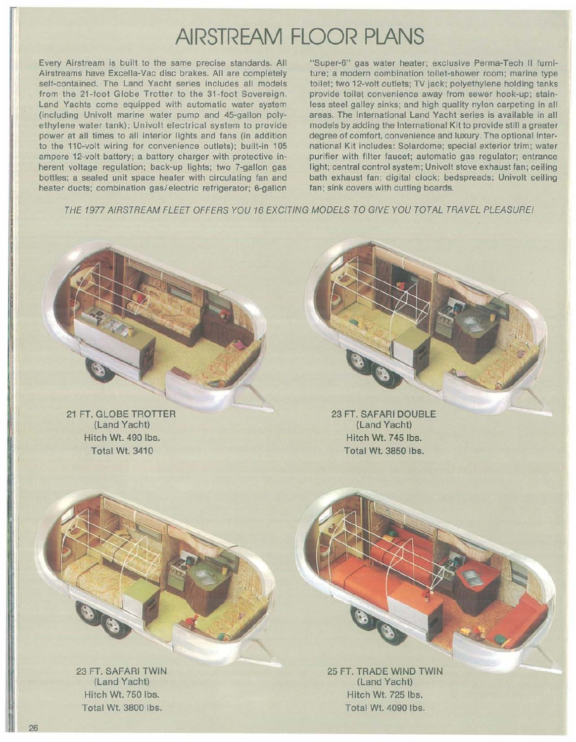# AIRSTREAM FLOOR PLANS

Every Airstream is built to the same precise standards. All Airstreams have Excella-Vac disc brakes. All are completely self-contained. The Land Yacht series includes all models from the 21-foot Globe Trotter to the 31-foot Sovereign. Land Yachts come equipped with automatic water system (including Univolt marine water pump and 45-gallon polyethylene water tank); Univolt electrical system to provide power at all times to all interior lights and fans (in addition to the 110-volt wiring for convenience outlets); built-in 105 ampere 12-volt battery; a battery charger with protective inherent voltage regulation; back-up lights; two 7-gallon gas bottles; a sealed unit space heater with circulating fan and heater ducts; combination gas/electric refrigerator; 6-gallon "Super-6" gas water heater; exclusive Perma-Tech II furniture; a modern combination toilet-shower room; marine type toilet; two 12-volt outlets; TV jack; polyethylene holding tanks provide toilet convenience away from sewer hook-up; stainless steel galley sinks; and high quality nylon carpeting in all areas. The International Land Yacht series is available in all models by adding the International Kit to provide still a greater degree of comfort, convenience and luxury. The optional International Kit includes: Solardome; special exterior trim; water purifier with filter faucet; automatic gas regulator; entrance light; central control system; Univolt stove exhaust fan; ceiling bath exhaust fan; digital clock; bedspreads; Univolt ceiling fan; sink covers with cutting boards.

*THE 1977 AIRSTREAM FLEET OFFERS YOU 16 EXCITING MODELS TO GIVE YOU TOTAL TRAVEL PLEASURE!*

21 FT. GLOBE TROTTER
(Land Yacht)
Hitch Wt. 490 lbs.
Total Wt. 3410

23 FT. SAFARI DOUBLE
(Land Yacht)
Hitch Wt. 745 lbs.
Total Wt. 3850 lbs.

23 FT. SAFARI TWIN
(Land Yacht)
Hitch Wt. 750 lbs.
Total Wt. 3800 lbs.

25 FT. TRADE WIND TWIN
(Land Yacht)
Hitch Wt. 725 lbs.
Total Wt. 4090 lbs.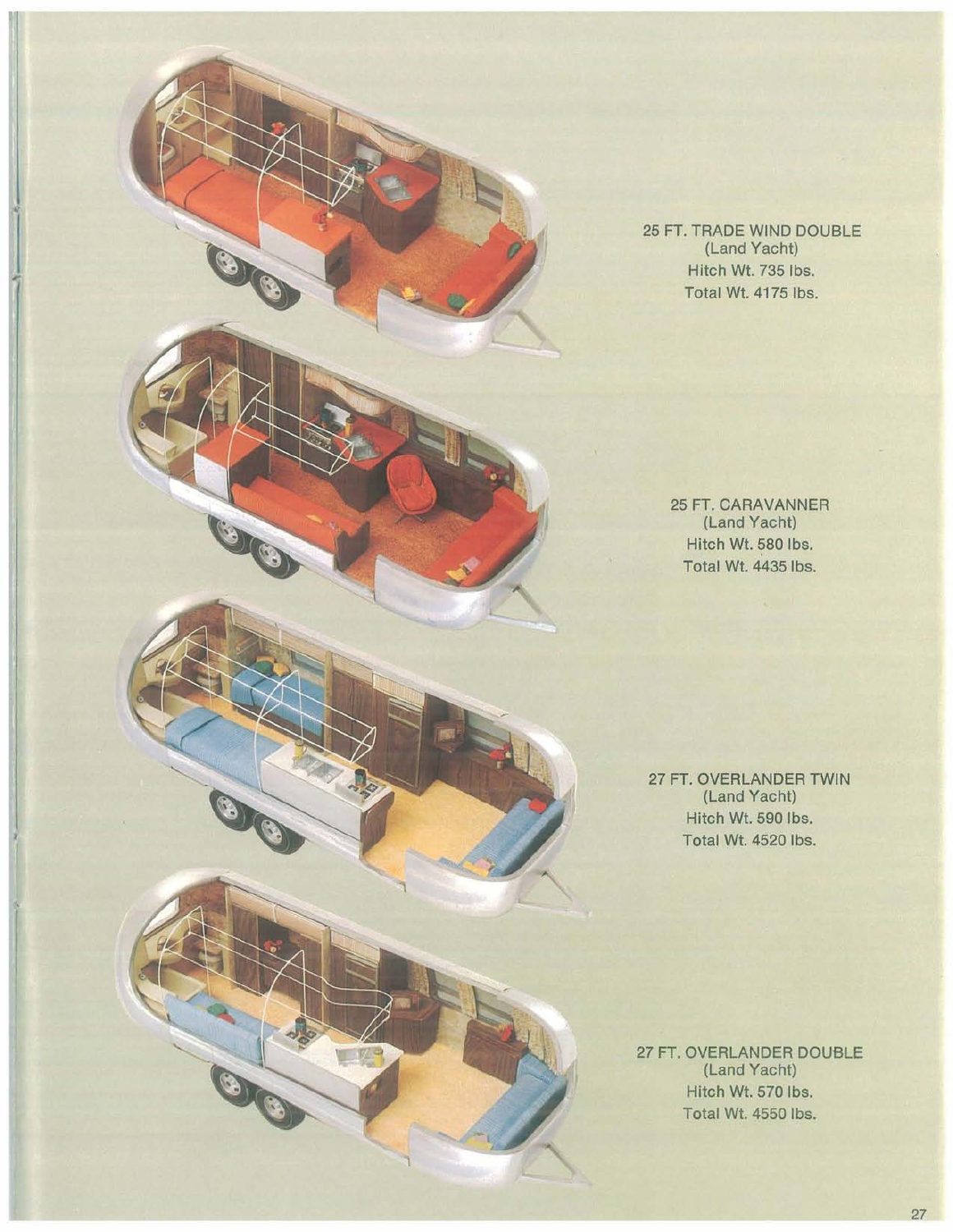25 FT. TRADE WIND DOUBLE
(Land Yacht)
Hitch Wt. 735 lbs.
Total Wt. 4175 lbs.

25 FT. CARAVANNER
(Land Yacht)
Hitch Wt. 580 lbs.
Total Wt. 4435 lbs.

27 FT. OVERLANDER TWIN
(Land Yacht)
Hitch Wt. 590 lbs.
Total Wt. 4520 lbs.

27 FT. OVERLANDER DOUBLE
(Land Yacht)
Hitch Wt. 570 lbs.
Total Wt. 4550 lbs.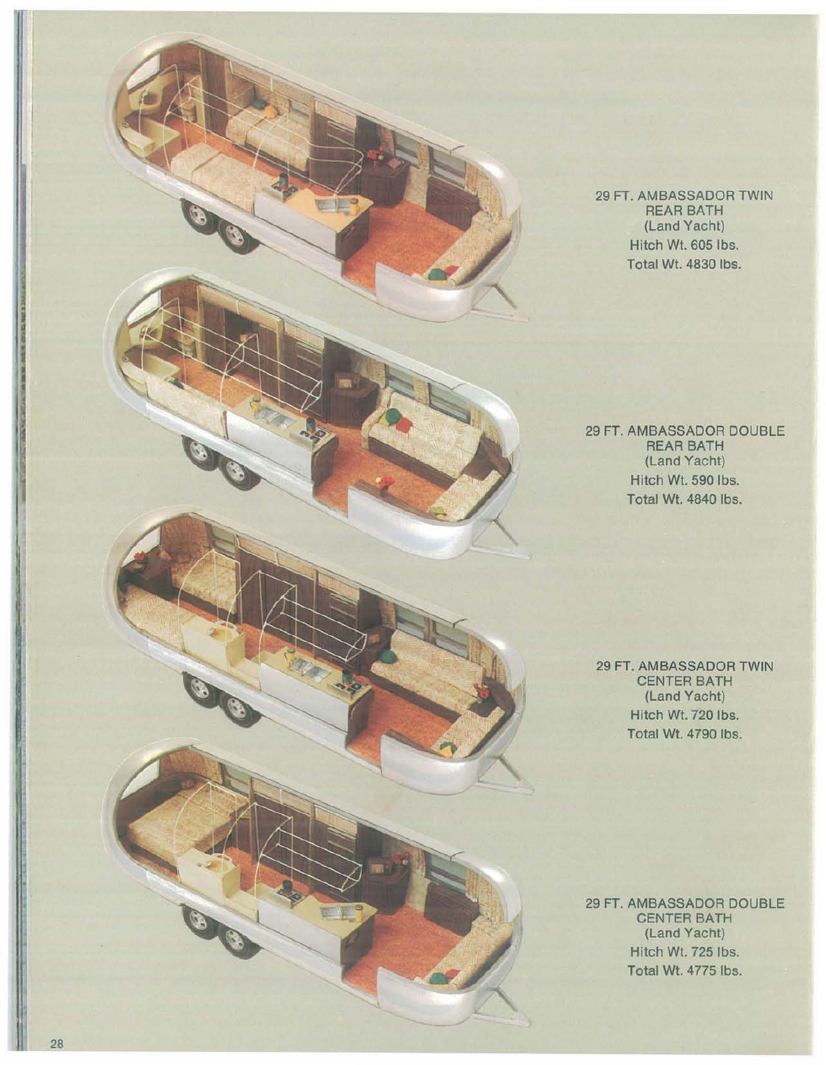29 FT. AMBASSADOR TWIN
REAR BATH
(Land Yacht)
Hitch Wt. 605 lbs.
Total Wt. 4830 lbs.

29 FT. AMBASSADOR DOUBLE
REAR BATH
(Land Yacht)
Hitch Wt. 590 lbs.
Total Wt. 4840 lbs.

29 FT. AMBASSADOR TWIN
CENTER BATH
(Land Yacht)
Hitch Wt. 720 lbs.
Total Wt. 4790 lbs.

29 FT. AMBASSADOR DOUBLE
CENTER BATH
(Land Yacht)
Hitch Wt. 725 lbs.
Total Wt. 4775 lbs.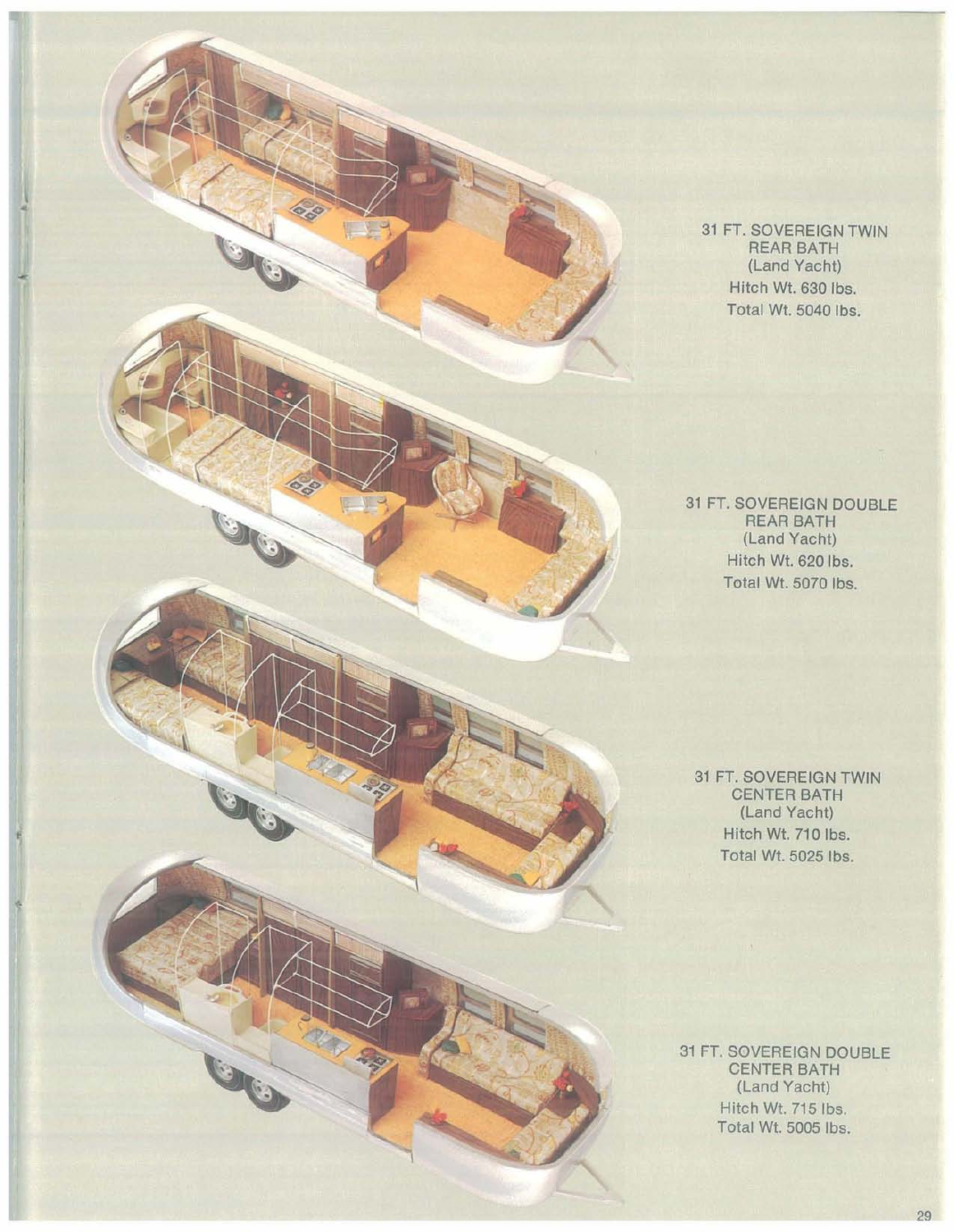31 FT. SOVEREIGN TWIN
REAR BATH
(Land Yacht)
Hitch Wt. 630 lbs.
Total Wt. 5040 lbs.

31 FT. SOVEREIGN DOUBLE
REAR BATH
(Land Yacht)
Hitch Wt. 620 lbs.
Total Wt. 5070 lbs.

31 FT. SOVEREIGN TWIN
CENTER BATH
(Land Yacht)
Hitch Wt. 710 lbs.
Total Wt. 5025 lbs.

31 FT. SOVEREIGN DOUBLE
CENTER BATH
(Land Yacht)
Hitch Wt. 715 lbs.
Total Wt. 5005 lbs.